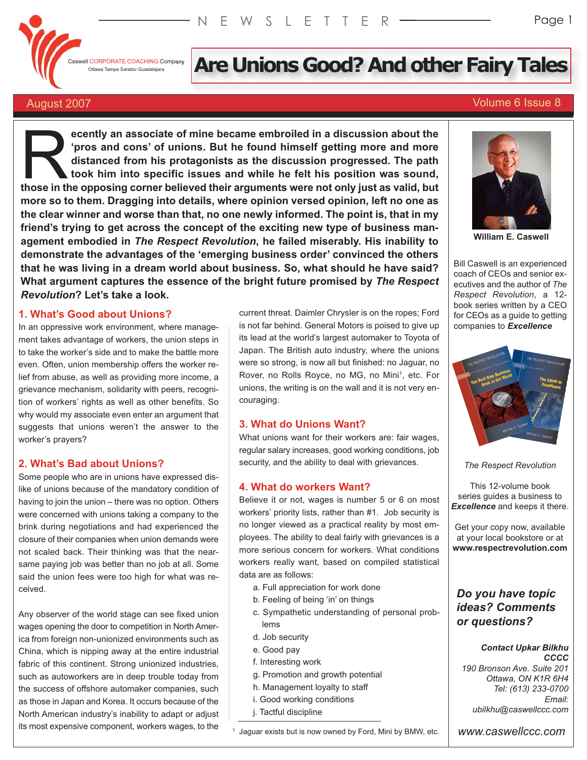Caswell CORPORATE COACHING Company
Ottawa Tampa Saratov Guadalajara

NEWSLETTER

# Are Unions Good? And other Fairy Tales

August 2007 — Volume 6 Issue 8

**Recently an associate of mine became embroiled in a discussion about the 'pros and cons' of unions. But he found himself getting more and more distanced from his protagonists as the discussion progressed. The path took him into specific issues and while he felt his position was sound, those in the opposing corner believed their arguments were not only just as valid, but more so to them. Dragging into details, where opinion versed opinion, left no one as the clear winner and worse than that, no one newly informed. The point is, that in my friend's trying to get across the concept of the exciting new type of business management embodied in *The Respect Revolution*, he failed miserably. His inability to demonstrate the advantages of the 'emerging business order' convinced the others that he was living in a dream world about business. So, what should he have said? What argument captures the essence of the bright future promised by *The Respect Revolution*? Let's take a look.**

## 1. What's Good about Unions?

In an oppressive work environment, where management takes advantage of workers, the union steps in to take the worker's side and to make the battle more even. Often, union membership offers the worker relief from abuse, as well as providing more income, a grievance mechanism, solidarity with peers, recognition of workers' rights as well as other benefits. So why would my associate even enter an argument that suggests that unions weren't the answer to the worker's prayers?

## 2. What's Bad about Unions?

Some people who are in unions have expressed dislike of unions because of the mandatory condition of having to join the union – there was no option. Others were concerned with unions taking a company to the brink during negotiations and had experienced the closure of their companies when union demands were not scaled back. Their thinking was that the near-same paying job was better than no job at all. Some said the union fees were too high for what was received.

Any observer of the world stage can see fixed union wages opening the door to competition in North America from foreign non-unionized environments such as China, which is nipping away at the entire industrial fabric of this continent. Strong unionized industries, such as autoworkers are in deep trouble today from the success of offshore automaker companies, such as those in Japan and Korea. It occurs because of the North American industry's inability to adapt or adjust its most expensive component, workers wages, to the current threat. Daimler Chrysler is on the ropes; Ford is not far behind. General Motors is poised to give up its lead at the world's largest automaker to Toyota of Japan. The British auto industry, where the unions were so strong, is now all but finished: no Jaguar, no Rover, no Rolls Royce, no MG, no Mini[1], etc. For unions, the writing is on the wall and it is not very encouraging.

## 3. What do Unions Want?

What unions want for their workers are: fair wages, regular salary increases, good working conditions, job security, and the ability to deal with grievances.

## 4. What do workers Want?

Believe it or not, wages is number 5 or 6 on most workers' priority lists, rather than #1. Job security is no longer viewed as a practical reality by most employees. The ability to deal fairly with grievances is a more serious concern for workers. What conditions workers really want, based on compiled statistical data are as follows:

a. Full appreciation for work done
b. Feeling of being 'in' on things
c. Sympathetic understanding of personal problems
d. Job security
e. Good pay
f. Interesting work
g. Promotion and growth potential
h. Management loyalty to staff
i. Good working conditions
j. Tactful discipline

[1] Jaguar exists but is now owned by Ford, Mini by BMW, etc.

---

**William E. Caswell**

Bill Caswell is an experienced coach of CEOs and senior executives and the author of *The Respect Revolution*, a 12-book series written by a CEO for CEOs as a guide to getting companies to ***Excellence***

*The Respect Revolution*

This 12-volume book series guides a business to ***Excellence*** and keeps it there.

Get your copy now, available at your local bookstore or at **www.respectrevolution.com**

***Do you have topic ideas? Comments or questions?***

***Contact Upkar Bilkhu***
***CCCC***
*190 Bronson Ave. Suite 201*
*Ottawa, ON K1R 6H4*
*Tel: (613) 233-0700*
*Email:*
*ubilkhu@caswellccc.com*

*www.caswellccc.com*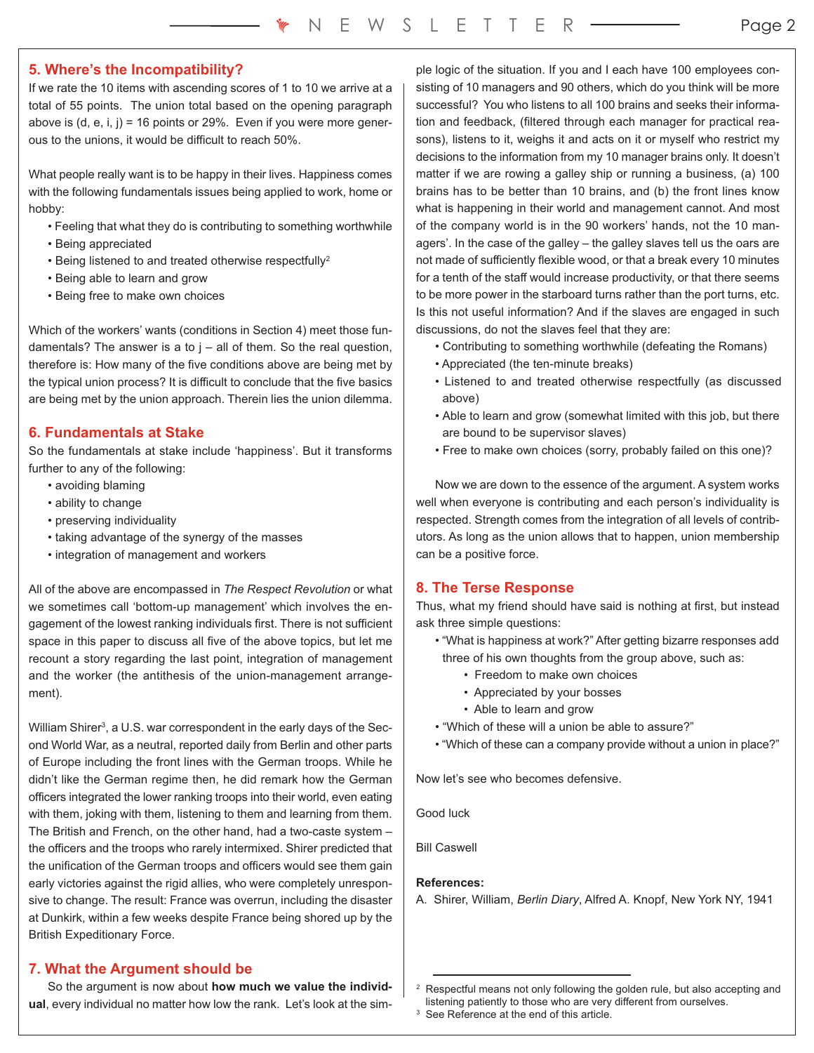## 5. Where's the Incompatibility?

If we rate the 10 items with ascending scores of 1 to 10 we arrive at a total of 55 points. The union total based on the opening paragraph above is (d, e, i, j) = 16 points or 29%. Even if you were more generous to the unions, it would be difficult to reach 50%.

What people really want is to be happy in their lives. Happiness comes with the following fundamentals issues being applied to work, home or hobby:

- Feeling that what they do is contributing to something worthwhile
- Being appreciated
- Being listened to and treated otherwise respectfully[2]
- Being able to learn and grow
- Being free to make own choices

Which of the workers' wants (conditions in Section 4) meet those fundamentals? The answer is a to j – all of them. So the real question, therefore is: How many of the five conditions above are being met by the typical union process? It is difficult to conclude that the five basics are being met by the union approach. Therein lies the union dilemma.

## 6. Fundamentals at Stake

So the fundamentals at stake include 'happiness'. But it transforms further to any of the following:

- avoiding blaming
- ability to change
- preserving individuality
- taking advantage of the synergy of the masses
- integration of management and workers

All of the above are encompassed in *The Respect Revolution* or what we sometimes call 'bottom-up management' which involves the engagement of the lowest ranking individuals first. There is not sufficient space in this paper to discuss all five of the above topics, but let me recount a story regarding the last point, integration of management and the worker (the antithesis of the union-management arrangement).

William Shirer[3], a U.S. war correspondent in the early days of the Second World War, as a neutral, reported daily from Berlin and other parts of Europe including the front lines with the German troops. While he didn't like the German regime then, he did remark how the German officers integrated the lower ranking troops into their world, even eating with them, joking with them, listening to them and learning from them. The British and French, on the other hand, had a two-caste system – the officers and the troops who rarely intermixed. Shirer predicted that the unification of the German troops and officers would see them gain early victories against the rigid allies, who were completely unresponsive to change. The result: France was overrun, including the disaster at Dunkirk, within a few weeks despite France being shored up by the British Expeditionary Force.

## 7. What the Argument should be

So the argument is now about **how much we value the individual**, every individual no matter how low the rank. Let's look at the simple logic of the situation. If you and I each have 100 employees consisting of 10 managers and 90 others, which do you think will be more successful? You who listens to all 100 brains and seeks their information and feedback, (filtered through each manager for practical reasons), listens to it, weighs it and acts on it or myself who restrict my decisions to the information from my 10 manager brains only. It doesn't matter if we are rowing a galley ship or running a business, (a) 100 brains has to be better than 10 brains, and (b) the front lines know what is happening in their world and management cannot. And most of the company world is in the 90 workers' hands, not the 10 managers'. In the case of the galley – the galley slaves tell us the oars are not made of sufficiently flexible wood, or that a break every 10 minutes for a tenth of the staff would increase productivity, or that there seems to be more power in the starboard turns rather than the port turns, etc. Is this not useful information? And if the slaves are engaged in such discussions, do not the slaves feel that they are:

- Contributing to something worthwhile (defeating the Romans)
- Appreciated (the ten-minute breaks)
- Listened to and treated otherwise respectfully (as discussed above)
- Able to learn and grow (somewhat limited with this job, but there are bound to be supervisor slaves)
- Free to make own choices (sorry, probably failed on this one)?

Now we are down to the essence of the argument. A system works well when everyone is contributing and each person's individuality is respected. Strength comes from the integration of all levels of contributors. As long as the union allows that to happen, union membership can be a positive force.

## 8. The Terse Response

Thus, what my friend should have said is nothing at first, but instead ask three simple questions:

- "What is happiness at work?" After getting bizarre responses add three of his own thoughts from the group above, such as:
  - Freedom to make own choices
  - Appreciated by your bosses
  - Able to learn and grow
- "Which of these will a union be able to assure?"
- "Which of these can a company provide without a union in place?"

Now let's see who becomes defensive.

Good luck

Bill Caswell

**References:**

A. Shirer, William, *Berlin Diary*, Alfred A. Knopf, New York NY, 1941

---

[2] Respectful means not only following the golden rule, but also accepting and listening patiently to those who are very different from ourselves.

[3] See Reference at the end of this article.